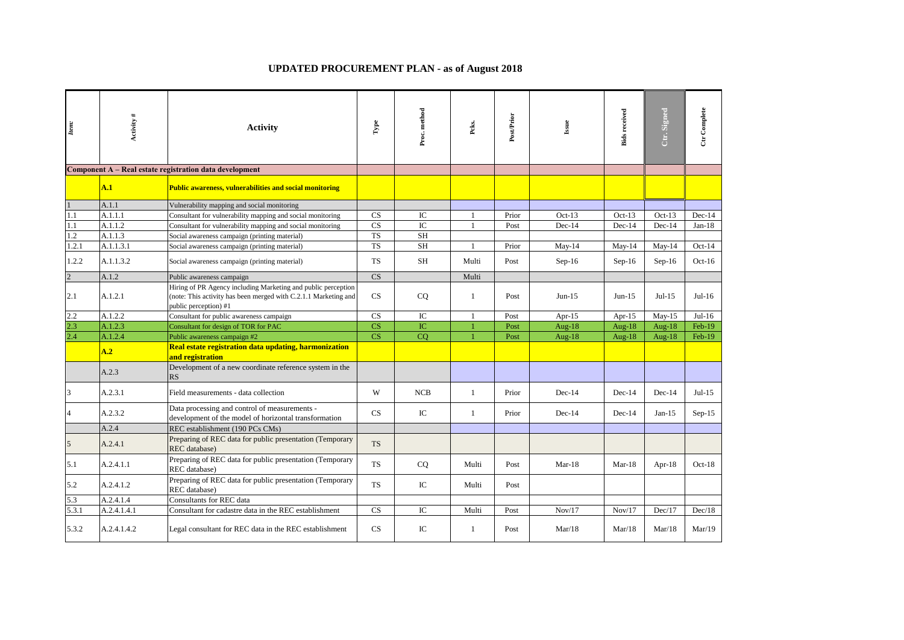# UPDATED PROCUREMENT PLAN - as of August 2018

| Item: | Activity # | Activity | Type | Proc. method | Pcks. | Post/Prior | Issue | Bids received | Ctr. Signed | Ctr Complete |
|---|---|---|---|---|---|---|---|---|---|---|
| **Component A – Real estate registration data development** | | | | | | | | | | |
| | **A.1** | **Public awareness, vulnerabilities and social monitoring** | | | | | | | | |
| 1 | A.1.1 | Vulnerability mapping and social monitoring | | | | | | | | |
| 1.1 | A.1.1.1 | Consultant for vulnerability mapping and social monitoring | CS | IC | 1 | Prior | Oct-13 | Oct-13 | Oct-13 | Dec-14 |
| 1.1 | A.1.1.2 | Consultant for vulnerability mapping and social monitoring | CS | IC | 1 | Post | Dec-14 | Dec-14 | Dec-14 | Jan-18 |
| 1.2 | A.1.1.3 | Social awareness campaign (printing material) | TS | SH | | | | | | |
| 1.2.1 | A.1.1.3.1 | Social awareness campaign (printing material) | TS | SH | 1 | Prior | May-14 | May-14 | May-14 | Oct-14 |
| 1.2.2 | A.1.1.3.2 | Social awareness campaign (printing material) | TS | SH | Multi | Post | Sep-16 | Sep-16 | Sep-16 | Oct-16 |
| 2 | A.1.2 | Public awareness campaign | CS | | Multi | | | | | |
| 2.1 | A.1.2.1 | Hiring of PR Agency including Marketing and public perception (note: This activity has been merged with C.2.1.1 Marketing and public perception) #1 | CS | CQ | 1 | Post | Jun-15 | Jun-15 | Jul-15 | Jul-16 |
| 2.2 | A.1.2.2 | Consultant for public awareness campaign | CS | IC | 1 | Post | Apr-15 | Apr-15 | May-15 | Jul-16 |
| 2.3 | A.1.2.3 | Consultant for design of TOR for PAC | CS | IC | 1 | Post | Aug-18 | Aug-18 | Aug-18 | Feb-19 |
| 2.4 | A.1.2.4 | Public awareness campaign #2 | CS | CQ | 1 | Post | Aug-18 | Aug-18 | Aug-18 | Feb-19 |
| | **A.2** | **Real estate registration data updating, harmonization and registration** | | | | | | | | |
| | A.2.3 | Development of a new coordinate reference system in the RS | | | | | | | | |
| 3 | A.2.3.1 | Field measurements - data collection | W | NCB | 1 | Prior | Dec-14 | Dec-14 | Dec-14 | Jul-15 |
| 4 | A.2.3.2 | Data processing and control of measurements - development of the model of horizontal transformation | CS | IC | 1 | Prior | Dec-14 | Dec-14 | Jan-15 | Sep-15 |
| | A.2.4 | REC establishment (190 PCs CMs) | | | | | | | | |
| 5 | A.2.4.1 | Preparing of REC data for public presentation (Temporary REC database) | TS | | | | | | | |
| 5.1 | A.2.4.1.1 | Preparing of REC data for public presentation (Temporary REC database) | TS | CQ | Multi | Post | Mar-18 | Mar-18 | Apr-18 | Oct-18 |
| 5.2 | A.2.4.1.2 | Preparing of REC data for public presentation (Temporary REC database) | TS | IC | Multi | Post | | | | |
| 5.3 | A.2.4.1.4 | Consultants for REC data | | | | | | | | |
| 5.3.1 | A.2.4.1.4.1 | Consultant for cadastre data in the REC establishment | CS | IC | Multi | Post | Nov/17 | Nov/17 | Dec/17 | Dec/18 |
| 5.3.2 | A.2.4.1.4.2 | Legal consultant for REC data in the REC establishment | CS | IC | 1 | Post | Mar/18 | Mar/18 | Mar/18 | Mar/19 |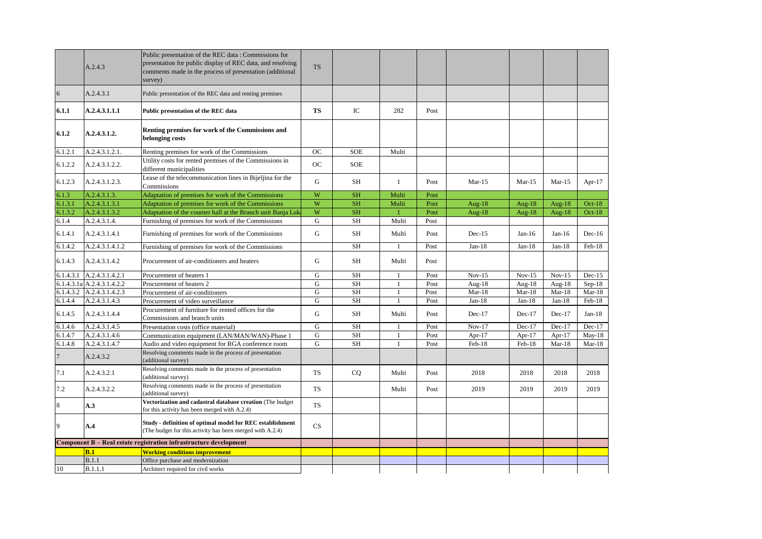| | | | | | | | | | | |
|---|---|---|---|---|---|---|---|---|---|---|
| | A.2.4.3 | Public presentation of the REC data : Commissions for presentation for public display of REC data, and resolving comments made in the process of presentation (additional survey) | TS | | | | | | | |
| 6 | A.2.4.3.1 | Public presentation of the REC data and renting premises | | | | | | | | |
| **6.1.1** | **A.2.4.3.1.1.1** | **Public presentation of the REC data** | **TS** | IC | 282 | Post | | | | |
| **6.1.2** | **A.2.4.3.1.2.** | **Renting premises for work of the Commissions and belonging costs** | | | | | | | | |
| 6.1.2.1 | A.2.4.3.1.2.1. | Renting premises for work of the Commissions | OC | SOE | Multi | | | | | |
| 6.1.2.2 | A.2.4.3.1.2.2. | Utility costs for rented premises of the Commissions in different municipalities | OC | SOE | | | | | | |
| 6.1.2.3 | A.2.4.3.1.2.3. | Lease of the telecommunication lines in Bijeljina for the Commissions | G | SH | 1 | Post | Mar-15 | Mar-15 | Mar-15 | Apr-17 |
| 6.1.3 | A.2.4.3.1.3. | Adaptation of premises for work of the Commissions | W | SH | Multi | Post | | | | |
| 6.1.3.1 | A.2.4.3.1.3.1 | Adaptation of premises for work of the Commissions | W | SH | Multi | Post | Aug-18 | Aug-18 | Aug-18 | Oct-18 |
| 6.1.3.2 | A.2.4.3.1.3.2 | Adaptation of the counter hall at the Branch unit Banja Luk | W | SH | 1 | Post | Aug-18 | Aug-18 | Aug-18 | Oct-18 |
| 6.1.4 | A.2.4.3.1.4. | Furnishing of premises for work of the Commissions | G | SH | Multi | Post | | | | |
| 6.1.4.1 | A.2.4.3.1.4.1 | Furnishing of premises for work of the Commissions | G | SH | Multi | Post | Dec-15 | Jan-16 | Jan-16 | Dec-16 |
| 6.1.4.2 | A.2.4.3.1.4.1.2 | Furnishing of premises for work of the Commissions | | SH | 1 | Post | Jan-18 | Jan-18 | Jan-18 | Feb-18 |
| 6.1.4.3 | A.2.4.3.1.4.2 | Procurement of air-conditioners and heaters | G | SH | Multi | Post | | | | |
| 6.1.4.3.1 | A.2.4.3.1.4.2.1 | Procurement of heaters 1 | G | SH | 1 | Post | Nov-15 | Nov-15 | Nov-15 | Dec-15 |
| 6.1.4.3.1a | A.2.4.3.1.4.2.2 | Procurement of heaters 2 | G | SH | 1 | Post | Aug-18 | Aug-18 | Aug-18 | Sep-18 |
| 6.1.4.3.2 | A.2.4.3.1.4.2.3 | Procurement of air-conditioners | G | SH | 1 | Post | Mar-18 | Mar-18 | Mar-18 | Mar-18 |
| 6.1.4.4 | A.2.4.3.1.4.3 | Procurement of video surveillance | G | SH | 1 | Post | Jan-18 | Jan-18 | Jan-18 | Feb-18 |
| 6.1.4.5 | A.2.4.3.1.4.4 | Procurement of furniture for rented offices for the Commissions and branch units | G | SH | Multi | Post | Dec-17 | Dec-17 | Dec-17 | Jan-18 |
| 6.1.4.6 | A.2.4.3.1.4.5 | Presentation costs (office material) | G | SH | 1 | Post | Nov-17 | Dec-17 | Dec-17 | Dec-17 |
| 6.1.4.7 | A.2.4.3.1.4.6 | Communication equipment (LAN/MAN/WAN)-Phase 1 | G | SH | 1 | Post | Apr-17 | Apr-17 | Apr-17 | May-18 |
| 6.1.4.8 | A.2.4.3.1.4.7 | Audio and video equipment for RGA conference room | G | SH | 1 | Post | Feb-18 | Feb-18 | Mar-18 | Mar-18 |
| 7 | A.2.4.3.2 | Resolving comments made in the process of presentation (additional survey) | | | | | | | | |
| 7.1 | A.2.4.3.2.1 | Resolving comments made in the process of presentation (additional survey) | TS | CQ | Multi | Post | 2018 | 2018 | 2018 | 2018 |
| 7.2 | A.2.4.3.2.2 | Resolving comments made in the process of presentation (additional survey) | TS | | Multi | Post | 2019 | 2019 | 2019 | 2019 |
| 8 | **A.3** | **Vectorization and cadastral database creation** (The budget for this activity has been merged with A.2.4) | TS | | | | | | | |
| 9 | **A.4** | **Study - definition of optimal model for REC establishment** (The budget for this activity has been merged with A.2.4) | CS | | | | | | | |
| **Component B – Real estate registration infrastructure development** | | | | | | | | | | |
| | **B.1** | **Working conditions improvement** | | | | | | | | |
| | B.1.1 | Office purchase and modernization | | | | | | | | |
| 10 | B.1.1.1 | Architect required for civil works | | | | | | | | |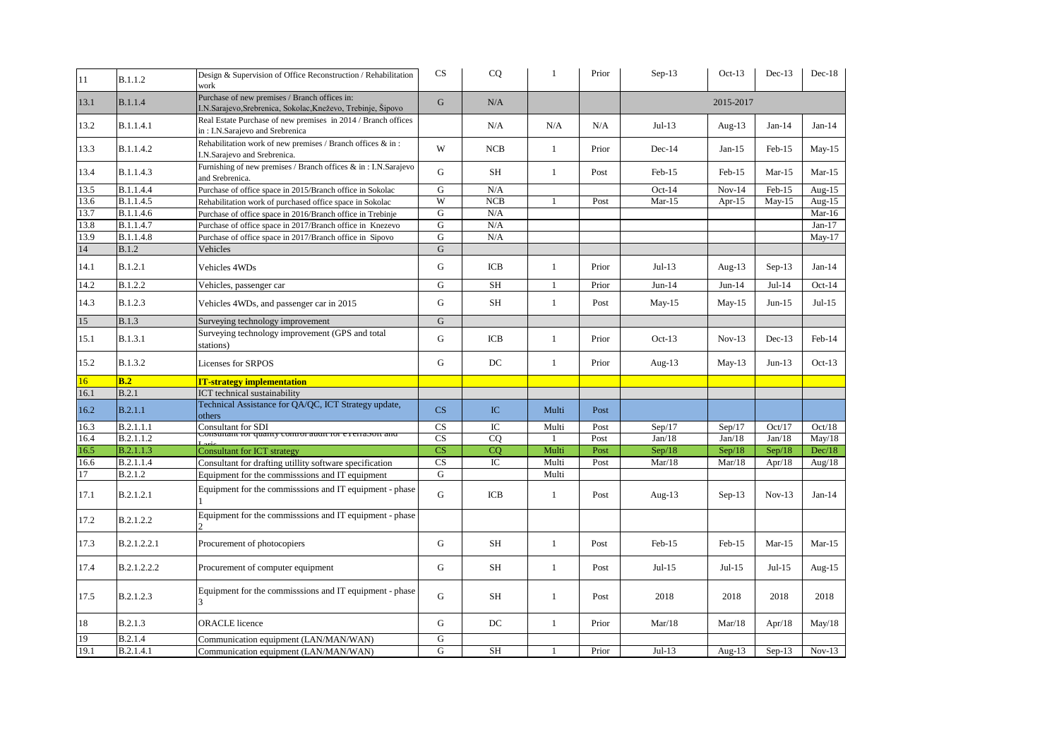| | | | | | | | | | | |
|---|---|---|---|---|---|---|---|---|---|---|
| 11 | B.1.1.2 | Design & Supervision of Office Reconstruction / Rehabilitation work | CS | CQ | 1 | Prior | Sep-13 | Oct-13 | Dec-13 | Dec-18 |
| 13.1 | B.1.1.4 | Purchase of new premises / Branch offices in: I.N.Sarajevo,Srebrenica, Sokolac,Kneževo, Trebinje, Šipovo | G | N/A | | | | 2015-2017 | | |
| 13.2 | B.1.1.4.1 | Real Estate Purchase of new premises in 2014 / Branch offices in : I.N.Sarajevo and Srebrenica | | N/A | N/A | N/A | Jul-13 | Aug-13 | Jan-14 | Jan-14 |
| 13.3 | B.1.1.4.2 | Rehabilitation work of new premises / Branch offices & in : I.N.Sarajevo and Srebrenica. | W | NCB | 1 | Prior | Dec-14 | Jan-15 | Feb-15 | May-15 |
| 13.4 | B.1.1.4.3 | Furnishing of new premises / Branch offices & in : I.N.Sarajevo and Srebrenica. | G | SH | 1 | Post | Feb-15 | Feb-15 | Mar-15 | Mar-15 |
| 13.5 | B.1.1.4.4 | Purchase of office space in 2015/Branch office in Sokolac | G | N/A | | | Oct-14 | Nov-14 | Feb-15 | Aug-15 |
| 13.6 | B.1.1.4.5 | Rehabilitation work of purchased office space in Sokolac | W | NCB | 1 | Post | Mar-15 | Apr-15 | May-15 | Aug-15 |
| 13.7 | B.1.1.4.6 | Purchase of office space in 2016/Branch office in Trebinje | G | N/A | | | | | | Mar-16 |
| 13.8 | B.1.1.4.7 | Purchase of office space in 2017/Branch office in Knezevo | G | N/A | | | | | | Jan-17 |
| 13.9 | B.1.1.4.8 | Purchase of office space in 2017/Branch office in Sipovo | G | N/A | | | | | | May-17 |
| 14 | B.1.2 | Vehicles | G | | | | | | | |
| 14.1 | B.1.2.1 | Vehicles 4WDs | G | ICB | 1 | Prior | Jul-13 | Aug-13 | Sep-13 | Jan-14 |
| 14.2 | B.1.2.2 | Vehicles, passenger car | G | SH | 1 | Prior | Jun-14 | Jun-14 | Jul-14 | Oct-14 |
| 14.3 | B.1.2.3 | Vehicles 4WDs, and passenger car in 2015 | G | SH | 1 | Post | May-15 | May-15 | Jun-15 | Jul-15 |
| 15 | B.1.3 | Surveying technology improvement | G | | | | | | | |
| 15.1 | B.1.3.1 | Surveying technology improvement (GPS and total stations) | G | ICB | 1 | Prior | Oct-13 | Nov-13 | Dec-13 | Feb-14 |
| 15.2 | B.1.3.2 | Licenses for SRPOS | G | DC | 1 | Prior | Aug-13 | May-13 | Jun-13 | Oct-13 |
| 16 | **B.2** | **IT-strategy implementation** | | | | | | | | |
| 16.1 | B.2.1 | ICT technical sustainability | | | | | | | | |
| 16.2 | B.2.1.1 | Technical Assistance for QA/QC, ICT Strategy update, others | CS | IC | Multi | Post | | | | |
| 16.3 | B.2.1.1.1 | Consultant for SDI | CS | IC | Multi | Post | Sep/17 | Sep/17 | Oct/17 | Oct/18 |
| 16.4 | B.2.1.1.2 | Consultant for quality control audit for eTerraSoft and Laris | CS | CQ | 1 | Post | Jan/18 | Jan/18 | Jan/18 | May/18 |
| 16.5 | B.2.1.1.3 | Consultant for ICT strategy | CS | CQ | Multi | Post | Sep/18 | Sep/18 | Sep/18 | Dec/18 |
| 16.6 | B.2.1.1.4 | Consultant for drafting utillity software specification | CS | IC | Multi | Post | Mar/18 | Mar/18 | Apr/18 | Aug/18 |
| 17 | B.2.1.2 | Equipment for the commisssions and IT equipment | G | | Multi | | | | | |
| 17.1 | B.2.1.2.1 | Equipment for the commisssions and IT equipment - phase 1 | G | ICB | 1 | Post | Aug-13 | Sep-13 | Nov-13 | Jan-14 |
| 17.2 | B.2.1.2.2 | Equipment for the commisssions and IT equipment - phase 2 | | | | | | | | |
| 17.3 | B.2.1.2.2.1 | Procurement of photocopiers | G | SH | 1 | Post | Feb-15 | Feb-15 | Mar-15 | Mar-15 |
| 17.4 | B.2.1.2.2.2 | Procurement of computer equipment | G | SH | 1 | Post | Jul-15 | Jul-15 | Jul-15 | Aug-15 |
| 17.5 | B.2.1.2.3 | Equipment for the commisssions and IT equipment - phase 3 | G | SH | 1 | Post | 2018 | 2018 | 2018 | 2018 |
| 18 | B.2.1.3 | ORACLE licence | G | DC | 1 | Prior | Mar/18 | Mar/18 | Apr/18 | May/18 |
| 19 | B.2.1.4 | Communication equipment (LAN/MAN/WAN) | G | | | | | | | |
| 19.1 | B.2.1.4.1 | Communication equipment (LAN/MAN/WAN) | G | SH | 1 | Prior | Jul-13 | Aug-13 | Sep-13 | Nov-13 |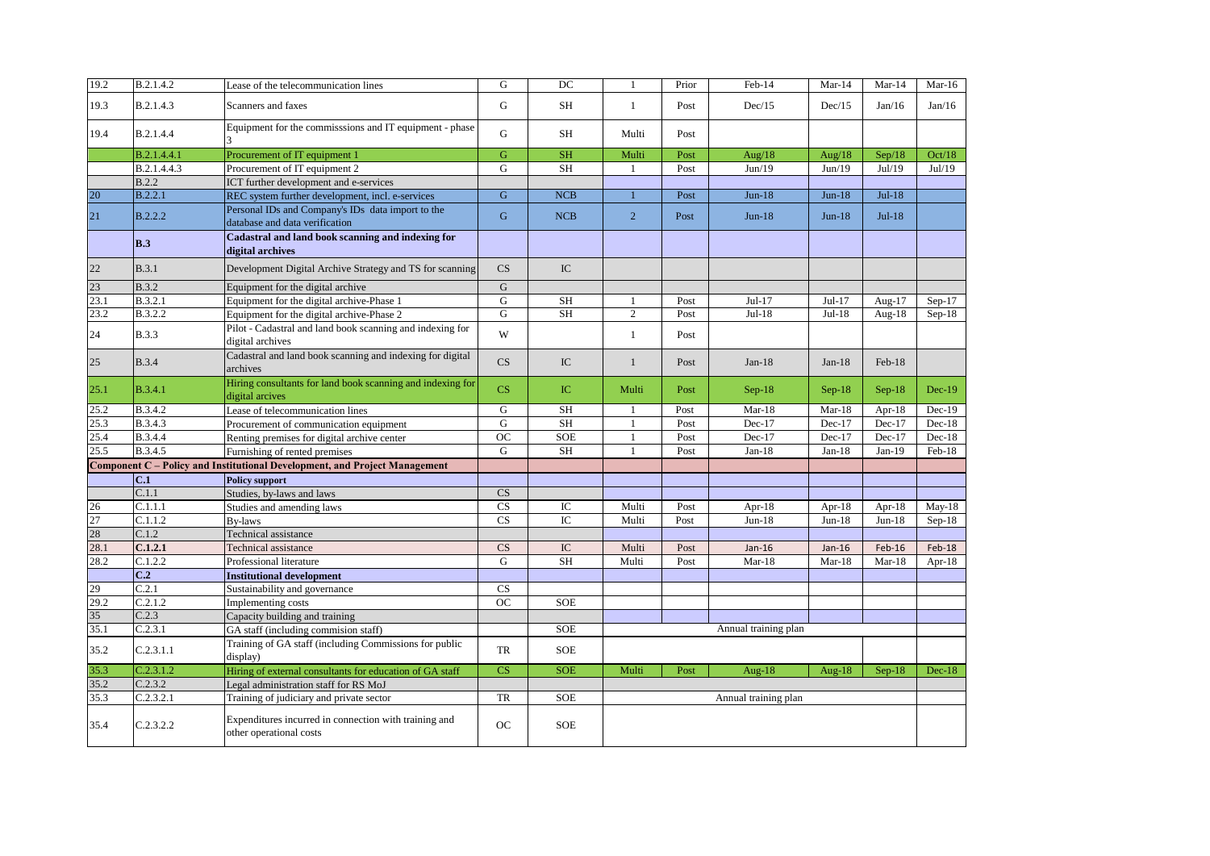| | | | | | | | | | | |
|---|---|---|---|---|---|---|---|---|---|---|
| 19.2 | B.2.1.4.2 | Lease of the telecommunication lines | G | DC | 1 | Prior | Feb-14 | Mar-14 | Mar-14 | Mar-16 |
| 19.3 | B.2.1.4.3 | Scanners and faxes | G | SH | 1 | Post | Dec/15 | Dec/15 | Jan/16 | Jan/16 |
| 19.4 | B.2.1.4.4 | Equipment for the commisssions and IT equipment - phase 3 | G | SH | Multi | Post | | | | |
| | B.2.1.4.4.1 | Procurement of IT equipment 1 | G | SH | Multi | Post | Aug/18 | Aug/18 | Sep/18 | Oct/18 |
| | B.2.1.4.4.3 | Procurement of IT equipment 2 | G | SH | 1 | Post | Jun/19 | Jun/19 | Jul/19 | Jul/19 |
| | B.2.2 | ICT further development and e-services | | | | | | | | |
| 20 | B.2.2.1 | REC system further development, incl. e-services | G | NCB | 1 | Post | Jun-18 | Jun-18 | Jul-18 | |
| 21 | B.2.2.2 | Personal IDs and Company's IDs data import to the database and data verification | G | NCB | 2 | Post | Jun-18 | Jun-18 | Jul-18 | |
| | **B.3** | **Cadastral and land book scanning and indexing for digital archives** | | | | | | | | |
| 22 | B.3.1 | Development Digital Archive Strategy and TS for scanning | CS | IC | | | | | | |
| 23 | B.3.2 | Equipment for the digital archive | G | | | | | | | |
| 23.1 | B.3.2.1 | Equipment for the digital archive-Phase 1 | G | SH | 1 | Post | Jul-17 | Jul-17 | Aug-17 | Sep-17 |
| 23.2 | B.3.2.2 | Equipment for the digital archive-Phase 2 | G | SH | 2 | Post | Jul-18 | Jul-18 | Aug-18 | Sep-18 |
| 24 | B.3.3 | Pilot - Cadastral and land book scanning and indexing for digital archives | W | | 1 | Post | | | | |
| 25 | B.3.4 | Cadastral and land book scanning and indexing for digital archives | CS | IC | 1 | Post | Jan-18 | Jan-18 | Feb-18 | |
| 25.1 | B.3.4.1 | Hiring consultants for land book scanning and indexing for digital arcives | CS | IC | Multi | Post | Sep-18 | Sep-18 | Sep-18 | Dec-19 |
| 25.2 | B.3.4.2 | Lease of telecommunication lines | G | SH | 1 | Post | Mar-18 | Mar-18 | Apr-18 | Dec-19 |
| 25.3 | B.3.4.3 | Procurement of communication equipment | G | SH | 1 | Post | Dec-17 | Dec-17 | Dec-17 | Dec-18 |
| 25.4 | B.3.4.4 | Renting premises for digital archive center | OC | SOE | 1 | Post | Dec-17 | Dec-17 | Dec-17 | Dec-18 |
| 25.5 | B.3.4.5 | Furnishing of rented premises | G | SH | 1 | Post | Jan-18 | Jan-18 | Jan-19 | Feb-18 |
| **Component C – Policy and Institutional Development, and Project Management** | | | | | | | | | | |
| | **C.1** | **Policy support** | | | | | | | | |
| | C.1.1 | Studies, by-laws and laws | CS | | | | | | | |
| 26 | C.1.1.1 | Studies and amending laws | CS | IC | Multi | Post | Apr-18 | Apr-18 | Apr-18 | May-18 |
| 27 | C.1.1.2 | By-laws | CS | IC | Multi | Post | Jun-18 | Jun-18 | Jun-18 | Sep-18 |
| 28 | C.1.2 | Technical assistance | | | | | | | | |
| 28.1 | **C.1.2.1** | Technical assistance | CS | IC | Multi | Post | Jan-16 | Jan-16 | Feb-16 | Feb-18 |
| 28.2 | C.1.2.2 | Professional literature | G | SH | Multi | Post | Mar-18 | Mar-18 | Mar-18 | Apr-18 |
| | **C.2** | **Institutional development** | | | | | | | | |
| 29 | C.2.1 | Sustainability and governance | CS | | | | | | | |
| 29.2 | C.2.1.2 | Implementing costs | OC | SOE | | | | | | |
| 35 | C.2.3 | Capacity building and training | | | | | | | | |
| 35.1 | C.2.3.1 | GA staff (including commision staff) | | SOE | | | Annual training plan | | | |
| 35.2 | C.2.3.1.1 | Training of GA staff (including Commissions for public display) | TR | SOE | | | | | | |
| 35.3 | C.2.3.1.2 | Hiring of external consultants for education of GA staff | CS | SOE | Multi | Post | Aug-18 | Aug-18 | Sep-18 | Dec-18 |
| 35.2 | C.2.3.2 | Legal administration staff for RS MoJ | | | | | | | | |
| 35.3 | C.2.3.2.1 | Training of judiciary and private sector | TR | SOE | | | Annual training plan | | | |
| 35.4 | C.2.3.2.2 | Expenditures incurred in connection with training and other operational costs | OC | SOE | | | | | | |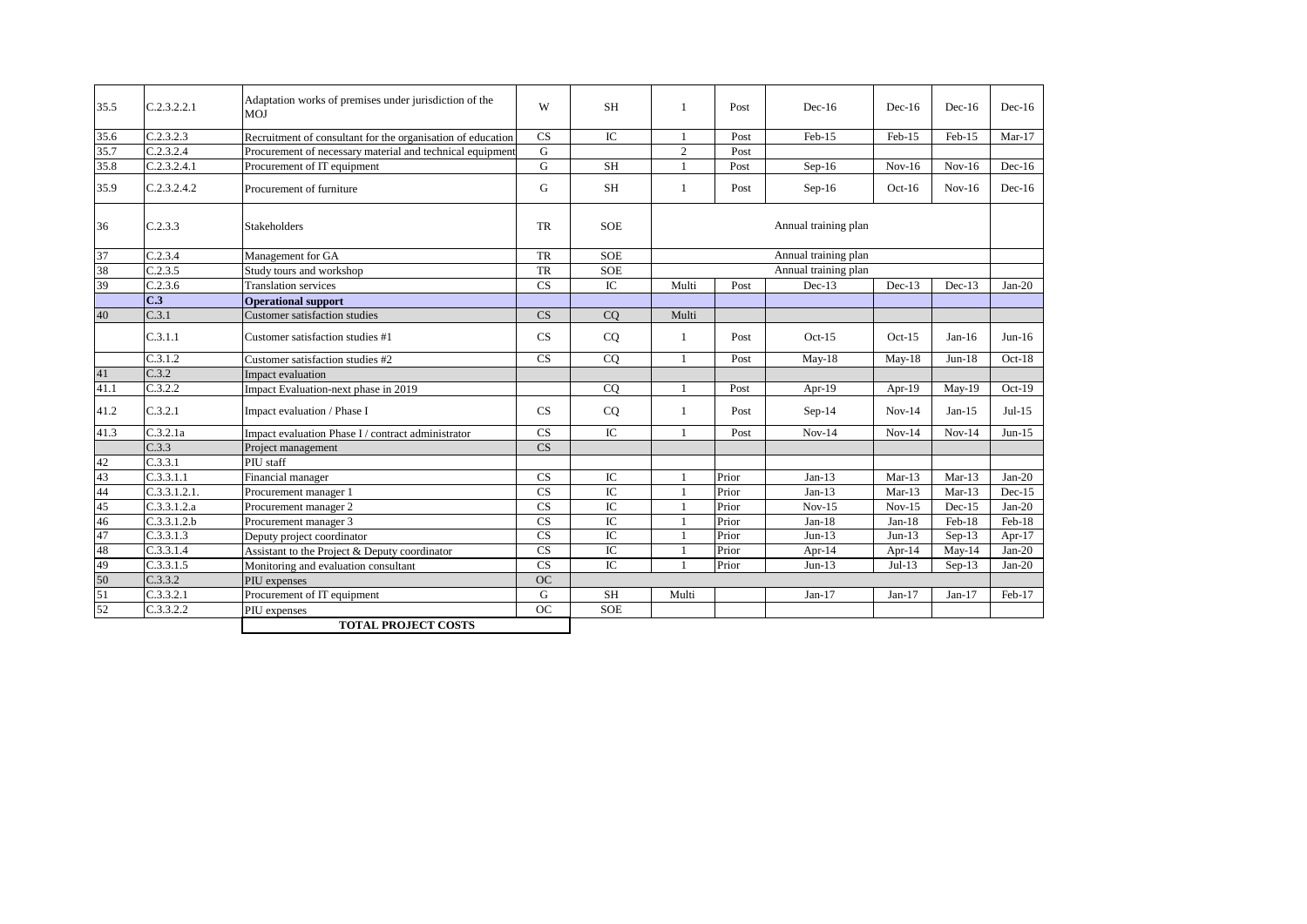| | | | | | | | | | | |
|---|---|---|---|---|---|---|---|---|---|---|
| 35.5 | C.2.3.2.2.1 | Adaptation works of premises under jurisdiction of the MOJ | W | SH | 1 | Post | Dec-16 | Dec-16 | Dec-16 | Dec-16 |
| 35.6 | C.2.3.2.3 | Recruitment of consultant for the organisation of education | CS | IC | 1 | Post | Feb-15 | Feb-15 | Feb-15 | Mar-17 |
| 35.7 | C.2.3.2.4 | Procurement of necessary material and technical equipment | G | | 2 | Post | | | | |
| 35.8 | C.2.3.2.4.1 | Procurement of IT equipment | G | SH | 1 | Post | Sep-16 | Nov-16 | Nov-16 | Dec-16 |
| 35.9 | C.2.3.2.4.2 | Procurement of furniture | G | SH | 1 | Post | Sep-16 | Oct-16 | Nov-16 | Dec-16 |
| 36 | C.2.3.3 | Stakeholders | TR | SOE | | | Annual training plan | | | |
| 37 | C.2.3.4 | Management for GA | TR | SOE | | | Annual training plan | | | |
| 38 | C.2.3.5 | Study tours and workshop | TR | SOE | | | Annual training plan | | | |
| 39 | C.2.3.6 | Translation services | CS | IC | Multi | Post | Dec-13 | Dec-13 | Dec-13 | Jan-20 |
| | **C.3** | **Operational support** | | | | | | | | |
| 40 | C.3.1 | Customer satisfaction studies | CS | CQ | Multi | | | | | |
| | C.3.1.1 | Customer satisfaction studies #1 | CS | CQ | 1 | Post | Oct-15 | Oct-15 | Jan-16 | Jun-16 |
| | C.3.1.2 | Customer satisfaction studies #2 | CS | CQ | 1 | Post | May-18 | May-18 | Jun-18 | Oct-18 |
| 41 | C.3.2 | Impact evaluation | | | | | | | | |
| 41.1 | C.3.2.2 | Impact Evaluation-next phase in 2019 | | CQ | 1 | Post | Apr-19 | Apr-19 | May-19 | Oct-19 |
| 41.2 | C.3.2.1 | Impact evaluation / Phase I | CS | CQ | 1 | Post | Sep-14 | Nov-14 | Jan-15 | Jul-15 |
| 41.3 | C.3.2.1a | Impact evaluation Phase I / contract administrator | CS | IC | 1 | Post | Nov-14 | Nov-14 | Nov-14 | Jun-15 |
| | C.3.3 | Project management | CS | | | | | | | |
| 42 | C.3.3.1 | PIU staff | | | | | | | | |
| 43 | C.3.3.1.1 | Financial manager | CS | IC | 1 | Prior | Jan-13 | Mar-13 | Mar-13 | Jan-20 |
| 44 | C.3.3.1.2.1. | Procurement manager 1 | CS | IC | 1 | Prior | Jan-13 | Mar-13 | Mar-13 | Dec-15 |
| 45 | C.3.3.1.2.a | Procurement manager 2 | CS | IC | 1 | Prior | Nov-15 | Nov-15 | Dec-15 | Jan-20 |
| 46 | C.3.3.1.2.b | Procurement manager 3 | CS | IC | 1 | Prior | Jan-18 | Jan-18 | Feb-18 | Feb-18 |
| 47 | C.3.3.1.3 | Deputy project coordinator | CS | IC | 1 | Prior | Jun-13 | Jun-13 | Sep-13 | Apr-17 |
| 48 | C.3.3.1.4 | Assistant to the Project & Deputy coordinator | CS | IC | 1 | Prior | Apr-14 | Apr-14 | May-14 | Jan-20 |
| 49 | C.3.3.1.5 | Monitoring and evaluation consultant | CS | IC | 1 | Prior | Jun-13 | Jul-13 | Sep-13 | Jan-20 |
| 50 | C.3.3.2 | PIU expenses | OC | | | | | | | |
| 51 | C.3.3.2.1 | Procurement of IT equipment | G | SH | Multi | | Jan-17 | Jan-17 | Jan-17 | Feb-17 |
| 52 | C.3.3.2.2 | PIU expenses | OC | SOE | | | | | | |
| | | **TOTAL PROJECT COSTS** | | | | | | | | |